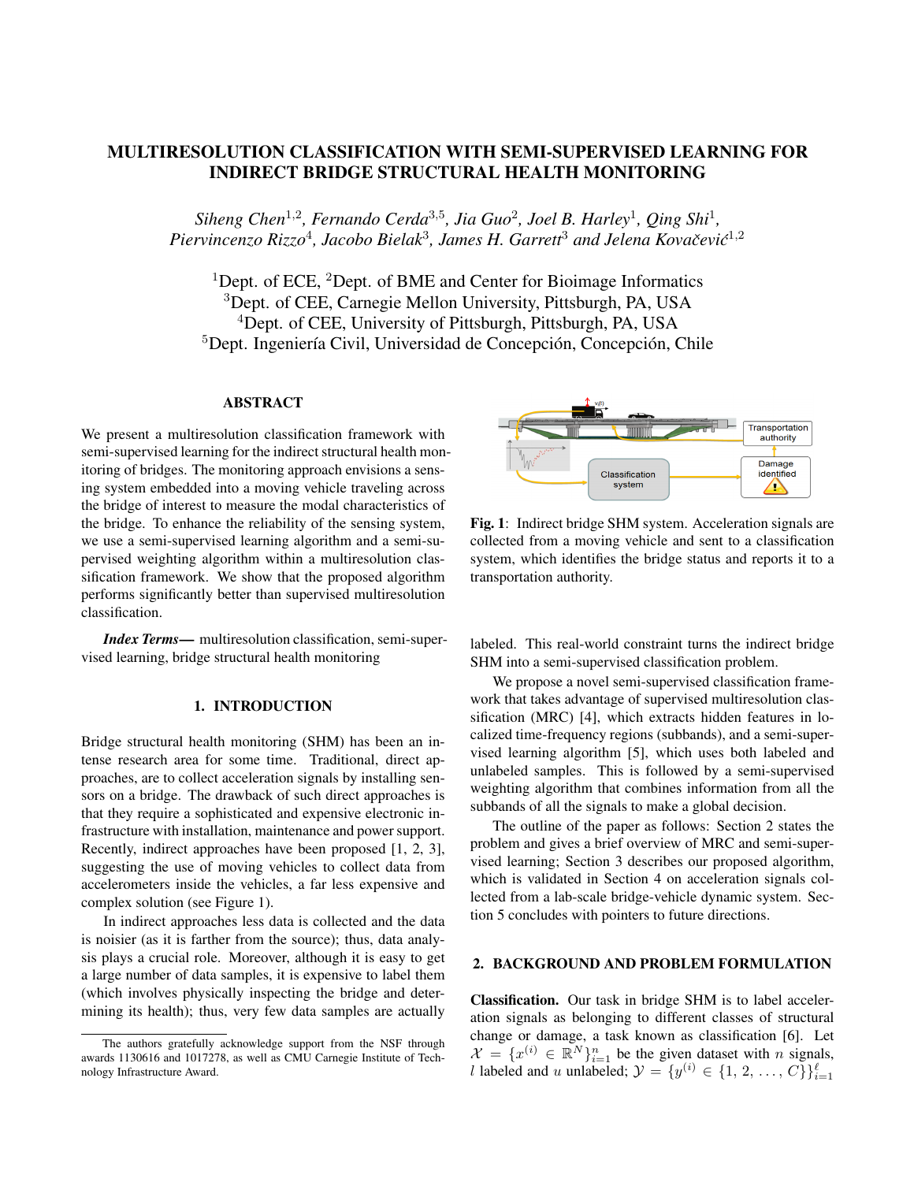# MULTIRESOLUTION CLASSIFICATION WITH SEMI-SUPERVISED LEARNING FOR INDIRECT BRIDGE STRUCTURAL HEALTH MONITORING

*Siheng Chen*[1,2], *Fernando Cerda*[3,5], *Jia Guo*[2], *Joel B. Harley*[1], *Qing Shi*[1], *Piervincenzo Rizzo*[4], *Jacobo Bielak*[3], *James H. Garrett*[3] *and Jelena Kovačević*[1,2]

[1]Dept. of ECE, [2]Dept. of BME and Center for Bioimage Informatics
[3]Dept. of CEE, Carnegie Mellon University, Pittsburgh, PA, USA
[4]Dept. of CEE, University of Pittsburgh, Pittsburgh, PA, USA
[5]Dept. Ingeniería Civil, Universidad de Concepción, Concepción, Chile

## ABSTRACT

We present a multiresolution classification framework with semi-supervised learning for the indirect structural health monitoring of bridges. The monitoring approach envisions a sensing system embedded into a moving vehicle traveling across the bridge of interest to measure the modal characteristics of the bridge. To enhance the reliability of the sensing system, we use a semi-supervised learning algorithm and a semi-supervised weighting algorithm within a multiresolution classification framework. We show that the proposed algorithm performs significantly better than supervised multiresolution classification.

***Index Terms*—** multiresolution classification, semi-supervised learning, bridge structural health monitoring

## 1. INTRODUCTION

Bridge structural health monitoring (SHM) has been an intense research area for some time. Traditional, direct approaches, are to collect acceleration signals by installing sensors on a bridge. The drawback of such direct approaches is that they require a sophisticated and expensive electronic infrastructure with installation, maintenance and power support. Recently, indirect approaches have been proposed [1, 2, 3], suggesting the use of moving vehicles to collect data from accelerometers inside the vehicles, a far less expensive and complex solution (see Figure 1).

In indirect approaches less data is collected and the data is noisier (as it is farther from the source); thus, data analysis plays a crucial role. Moreover, although it is easy to get a large number of data samples, it is expensive to label them (which involves physically inspecting the bridge and determining its health); thus, very few data samples are actually labeled. This real-world constraint turns the indirect bridge SHM into a semi-supervised classification problem.

The authors gratefully acknowledge support from the NSF through awards 1130616 and 1017278, as well as CMU Carnegie Institute of Technology Infrastructure Award.

**Fig. 1**: Indirect bridge SHM system. Acceleration signals are collected from a moving vehicle and sent to a classification system, which identifies the bridge status and reports it to a transportation authority.

We propose a novel semi-supervised classification framework that takes advantage of supervised multiresolution classification (MRC) [4], which extracts hidden features in localized time-frequency regions (subbands), and a semi-supervised learning algorithm [5], which uses both labeled and unlabeled samples. This is followed by a semi-supervised weighting algorithm that combines information from all the subbands of all the signals to make a global decision.

The outline of the paper as follows: Section 2 states the problem and gives a brief overview of MRC and semi-supervised learning; Section 3 describes our proposed algorithm, which is validated in Section 4 on acceleration signals collected from a lab-scale bridge-vehicle dynamic system. Section 5 concludes with pointers to future directions.

## 2. BACKGROUND AND PROBLEM FORMULATION

**Classification.** Our task in bridge SHM is to label acceleration signals as belonging to different classes of structural change or damage, a task known as classification [6]. Let $\mathcal{X} = \{x^{(i)} \in \mathbb{R}^N\}_{i=1}^n$ be the given dataset with $n$ signals, $l$ labeled and $u$ unlabeled; $\mathcal{Y} = \{y^{(i)} \in \{1, 2, \ldots, C\}\}_{i=1}^{\ell}$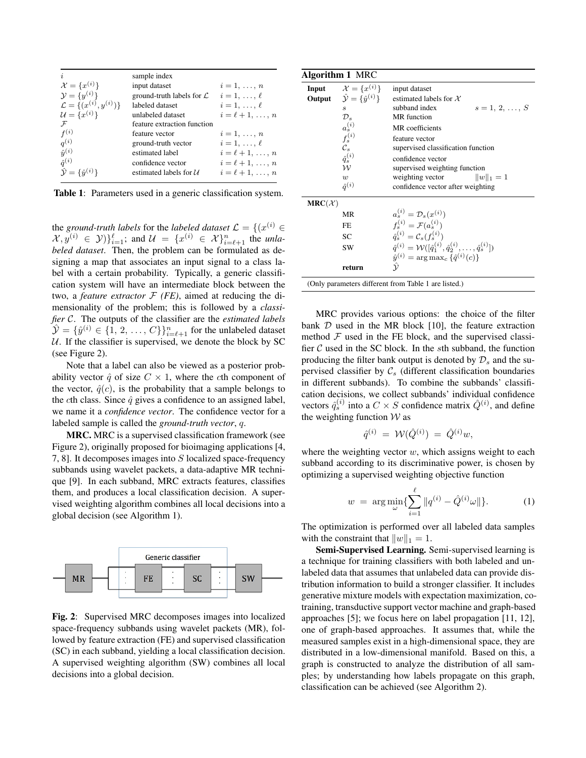| $i$ | sample index | |
|---|---|---|
| $\mathcal{X} = \{x^{(i)}\}$ | input dataset | $i = 1, \ldots, n$ |
| $\mathcal{Y} = \{y^{(i)}\}$ | ground-truth labels for $\mathcal{L}$ | $i = 1, \ldots, \ell$ |
| $\mathcal{L} = \{(x^{(i)}, y^{(i)})\}$ | labeled dataset | $i = 1, \ldots, \ell$ |
| $\mathcal{U} = \{x^{(i)}\}$ | unlabeled dataset | $i = \ell+1, \ldots, n$ |
| $\mathcal{F}$ | feature extraction function | |
| $f^{(i)}$ | feature vector | $i = 1, \ldots, n$ |
| $q^{(i)}$ | ground-truth vector | $i = 1, \ldots, \ell$ |
| $\hat{y}^{(i)}$ | estimated label | $i = \ell+1, \ldots, n$ |
| $\hat{q}^{(i)}$ | confidence vector | $i = \ell+1, \ldots, n$ |
| $\hat{\mathcal{Y}} = \{\hat{y}^{(i)}\}$ | estimated labels for $\mathcal{U}$ | $i = \ell+1, \ldots, n$ |

**Table 1**: Parameters used in a generic classification system.

the *ground-truth labels* for the *labeled dataset* $\mathcal{L} = \{(x^{(i)} \in \mathcal{X}, y^{(i)} \in \mathcal{Y})\}_{i=1}^{\ell}$; and $\mathcal{U} = \{x^{(i)} \in \mathcal{X}\}_{i=\ell+1}^{n}$ the *unlabeled dataset*. Then, the problem can be formulated as designing a map that associates an input signal to a class label with a certain probability. Typically, a generic classification system will have an intermediate block between the two, a *feature extractor* $\mathcal{F}$ *(FE)*, aimed at reducing the dimensionality of the problem; this is followed by a *classifier* $\mathcal{C}$. The outputs of the classifier are the *estimated labels* $\hat{\mathcal{Y}} = \{\hat{y}^{(i)} \in \{1, 2, \ldots, C\}\}_{i=\ell+1}^{n}$ for the unlabeled dataset $\mathcal{U}$. If the classifier is supervised, we denote the block by SC (see Figure 2).

Note that a label can also be viewed as a posterior probability vector $\hat{q}$ of size $C \times 1$, where the $c$th component of the vector, $\hat{q}(c)$, is the probability that a sample belongs to the $c$th class. Since $\hat{q}$ gives a confidence to an assigned label, we name it a *confidence vector*. The confidence vector for a labeled sample is called the *ground-truth vector*, $q$.

**MRC.** MRC is a supervised classification framework (see Figure 2), originally proposed for bioimaging applications [4, 7, 8]. It decomposes images into $S$ localized space-frequency subbands using wavelet packets, a data-adaptive MR technique [9]. In each subband, MRC extracts features, classifies them, and produces a local classification decision. A supervised weighting algorithm combines all local decisions into a global decision (see Algorithm 1).

MR → Generic classifier [ FE → SC ] → SW

**Fig. 2**: Supervised MRC decomposes images into localized space-frequency subbands using wavelet packets (MR), followed by feature extraction (FE) and supervised classification (SC) in each subband, yielding a local classification decision. A supervised weighting algorithm (SW) combines all local decisions into a global decision.

**Algorithm 1** MRC

| | | | |
|---|---|---|---|
| **Input** | $\mathcal{X} = \{x^{(i)}\}$ | input dataset | |
| **Output** | $\hat{\mathcal{Y}} = \{\hat{y}^{(i)}\}$ | estimated labels for $\mathcal{X}$ | |
| | $s$ | subband index | $s = 1, 2, \ldots, S$ |
| | $\mathcal{D}_s$ | MR function | |
| | $a_s^{(i)}$ | MR coefficients | |
| | $f_s^{(i)}$ | feature vector | |
| | $\mathcal{C}_s$ | supervised classification function | |
| | $\hat{q}_s^{(i)}$ | confidence vector | |
| | $\mathcal{W}$ | supervised weighting function | |
| | $w$ | weighting vector | $\|w\|_1 = 1$ |
| | $\hat{q}^{(i)}$ | confidence vector after weighting | |

**MRC**($\mathcal{X}$)

| | |
|---|---|
| MR | $a_s^{(i)} = \mathcal{D}_s(x^{(i)})$ |
| FE | $f_s^{(i)} = \mathcal{F}(a_s^{(i)})$ |
| SC | $\hat{q}_s^{(i)} = \mathcal{C}_s(f_s^{(i)})$ |
| SW | $\hat{q}^{(i)} = \mathcal{W}([\hat{q}_1^{(i)}, \hat{q}_2^{(i)}, \ldots, \hat{q}_S^{(i)}])$ |
| | $\hat{y}^{(i)} = \arg\max_c \{\hat{q}^{(i)}(c)\}$ |
| **return** | $\hat{\mathcal{Y}}$ |

(Only parameters different from Table 1 are listed.)

MRC provides various options: the choice of the filter bank $\mathcal{D}$ used in the MR block [10], the feature extraction method $\mathcal{F}$ used in the FE block, and the supervised classifier $\mathcal{C}$ used in the SC block. In the $s$th subband, the function producing the filter bank output is denoted by $\mathcal{D}_s$ and the supervised classifier by $\mathcal{C}_s$ (different classification boundaries in different subbands). To combine the subbands' classification decisions, we collect subbands' individual confidence vectors $\hat{q}_s^{(i)}$ into a $C \times S$ confidence matrix $\hat{Q}^{(i)}$, and define the weighting function $\mathcal{W}$ as

$$\hat{q}^{(i)} = \mathcal{W}(\hat{Q}^{(i)}) = \hat{Q}^{(i)} w,$$

where the weighting vector $w$, which assigns weight to each subband according to its discriminative power, is chosen by optimizing a supervised weighting objective function

$$w = \arg\min_{\omega} \{ \sum_{i=1}^{\ell} \|q^{(i)} - \hat{Q}^{(i)} \omega\| \}. \tag{1}$$

The optimization is performed over all labeled data samples with the constraint that $\|w\|_1 = 1$.

**Semi-Supervised Learning.** Semi-supervised learning is a technique for training classifiers with both labeled and unlabeled data that assumes that unlabeled data can provide distribution information to build a stronger classifier. It includes generative mixture models with expectation maximization, co-training, transductive support vector machine and graph-based approaches [5]; we focus here on label propagation [11, 12], one of graph-based approaches. It assumes that, while the measured samples exist in a high-dimensional space, they are distributed in a low-dimensional manifold. Based on this, a graph is constructed to analyze the distribution of all samples; by understanding how labels propagate on this graph, classification can be achieved (see Algorithm 2).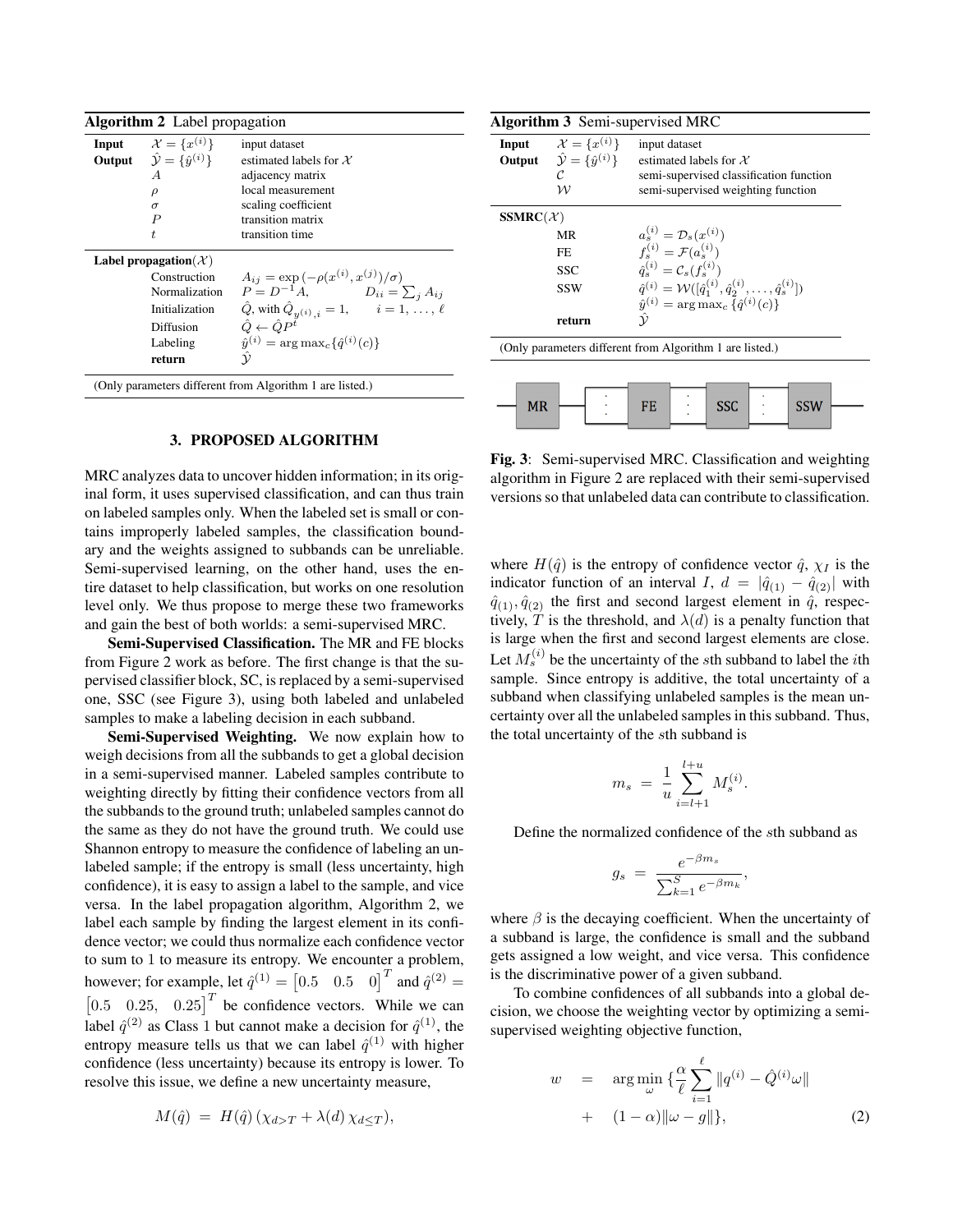**Algorithm 2** Label propagation

| | | |
|---|---|---|
| **Input** | $\mathcal{X} = \{x^{(i)}\}$ | input dataset |
| **Output** | $\hat{\mathcal{Y}} = \{\hat{y}^{(i)}\}$ | estimated labels for $\mathcal{X}$ |
| | $A$ | adjacency matrix |
| | $\rho$ | local measurement |
| | $\sigma$ | scaling coefficient |
| | $P$ | transition matrix |
| | $t$ | transition time |

**Label propagation**($\mathcal{X}$)

| | |
|---|---|
| Construction | $A_{ij} = \exp\left(-\rho(x^{(i)}, x^{(j)})/\sigma\right)$ |
| Normalization | $P = D^{-1}A, \qquad D_{ii} = \sum_j A_{ij}$ |
| Initialization | $\hat{Q}$, with $\hat{Q}_{y^{(i)},i} = 1, \qquad i = 1, \ldots, \ell$ |
| Diffusion | $\hat{Q} \leftarrow \hat{Q}P^t$ |
| Labeling | $\hat{y}^{(i)} = \arg\max_c \{\hat{q}^{(i)}(c)\}$ |
| **return** | $\hat{\mathcal{Y}}$ |

(Only parameters different from Algorithm 1 are listed.)

## 3. PROPOSED ALGORITHM

MRC analyzes data to uncover hidden information; in its original form, it uses supervised classification, and can thus train on labeled samples only. When the labeled set is small or contains improperly labeled samples, the classification boundary and the weights assigned to subbands can be unreliable. Semi-supervised learning, on the other hand, uses the entire dataset to help classification, but works on one resolution level only. We thus propose to merge these two frameworks and gain the best of both worlds: a semi-supervised MRC.

**Semi-Supervised Classification.** The MR and FE blocks from Figure 2 work as before. The first change is that the supervised classifier block, SC, is replaced by a semi-supervised one, SSC (see Figure 3), using both labeled and unlabeled samples to make a labeling decision in each subband.

**Semi-Supervised Weighting.** We now explain how to weigh decisions from all the subbands to get a global decision in a semi-supervised manner. Labeled samples contribute to weighting directly by fitting their confidence vectors from all the subbands to the ground truth; unlabeled samples cannot do the same as they do not have the ground truth. We could use Shannon entropy to measure the confidence of labeling an unlabeled sample; if the entropy is small (less uncertainty, high confidence), it is easy to assign a label to the sample, and vice versa. In the label propagation algorithm, Algorithm 2, we label each sample by finding the largest element in its confidence vector; we could thus normalize each confidence vector to sum to 1 to measure its entropy. We encounter a problem, however; for example, let $\hat{q}^{(1)} = \begin{bmatrix} 0.5 & 0.5 & 0 \end{bmatrix}^T$ and $\hat{q}^{(2)} = \begin{bmatrix} 0.5 & 0.25, & 0.25 \end{bmatrix}^T$ be confidence vectors. While we can label $\hat{q}^{(2)}$ as Class 1 but cannot make a decision for $\hat{q}^{(1)}$, the entropy measure tells us that we can label $\hat{q}^{(1)}$ with higher confidence (less uncertainty) because its entropy is lower. To resolve this issue, we define a new uncertainty measure,

$$M(\hat{q}) \;=\; H(\hat{q})\left(\chi_{d>T} + \lambda(d)\,\chi_{d\leq T}\right),$$

**Algorithm 3** Semi-supervised MRC

| | | |
|---|---|---|
| **Input** | $\mathcal{X} = \{x^{(i)}\}$ | input dataset |
| **Output** | $\hat{\mathcal{Y}} = \{\hat{y}^{(i)}\}$ | estimated labels for $\mathcal{X}$ |
| | $\mathcal{C}$ | semi-supervised classification function |
| | $\mathcal{W}$ | semi-supervised weighting function |

**SSMRC**($\mathcal{X}$)

| | |
|---|---|
| MR | $a_s^{(i)} = \mathcal{D}_s(x^{(i)})$ |
| FE | $f_s^{(i)} = \mathcal{F}(a_s^{(i)})$ |
| SSC | $\hat{q}_s^{(i)} = \mathcal{C}_s(f_s^{(i)})$ |
| SSW | $\hat{q}^{(i)} = \mathcal{W}([\hat{q}_1^{(i)}, \hat{q}_2^{(i)}, \ldots, \hat{q}_s^{(i)}])$ |
| | $\hat{y}^{(i)} = \arg\max_c \{\hat{q}^{(i)}(c)\}$ |
| **return** | $\hat{\mathcal{Y}}$ |

(Only parameters different from Algorithm 1 are listed.)

MR — FE — SSC — SSW

**Fig. 3**: Semi-supervised MRC. Classification and weighting algorithm in Figure 2 are replaced with their semi-supervised versions so that unlabeled data can contribute to classification.

where $H(\hat{q})$ is the entropy of confidence vector $\hat{q}$, $\chi_I$ is the indicator function of an interval $I$, $d = |\hat{q}_{(1)} - \hat{q}_{(2)}|$ with $\hat{q}_{(1)}, \hat{q}_{(2)}$ the first and second largest element in $\hat{q}$, respectively, $T$ is the threshold, and $\lambda(d)$ is a penalty function that is large when the first and second largest elements are close. Let $M_s^{(i)}$ be the uncertainty of the $s$th subband to label the $i$th sample. Since entropy is additive, the total uncertainty of a subband when classifying unlabeled samples is the mean uncertainty over all the unlabeled samples in this subband. Thus, the total uncertainty of the $s$th subband is

$$m_s \;=\; \frac{1}{u}\sum_{i=l+1}^{l+u} M_s^{(i)}.$$

Define the normalized confidence of the $s$th subband as

$$g_s \;=\; \frac{e^{-\beta m_s}}{\sum_{k=1}^{S} e^{-\beta m_k}},$$

where $\beta$ is the decaying coefficient. When the uncertainty of a subband is large, the confidence is small and the subband gets assigned a low weight, and vice versa. This confidence is the discriminative power of a given subband.

To combine confidences of all subbands into a global decision, we choose the weighting vector by optimizing a semi-supervised weighting objective function,

$$\begin{aligned} w &= \arg\min_{\omega} \{ \frac{\alpha}{\ell} \sum_{i=1}^{\ell} \|q^{(i)} - \hat{Q}^{(i)}\omega\| \\ &+ (1-\alpha)\|\omega - g\| \}, \end{aligned} \tag{2}$$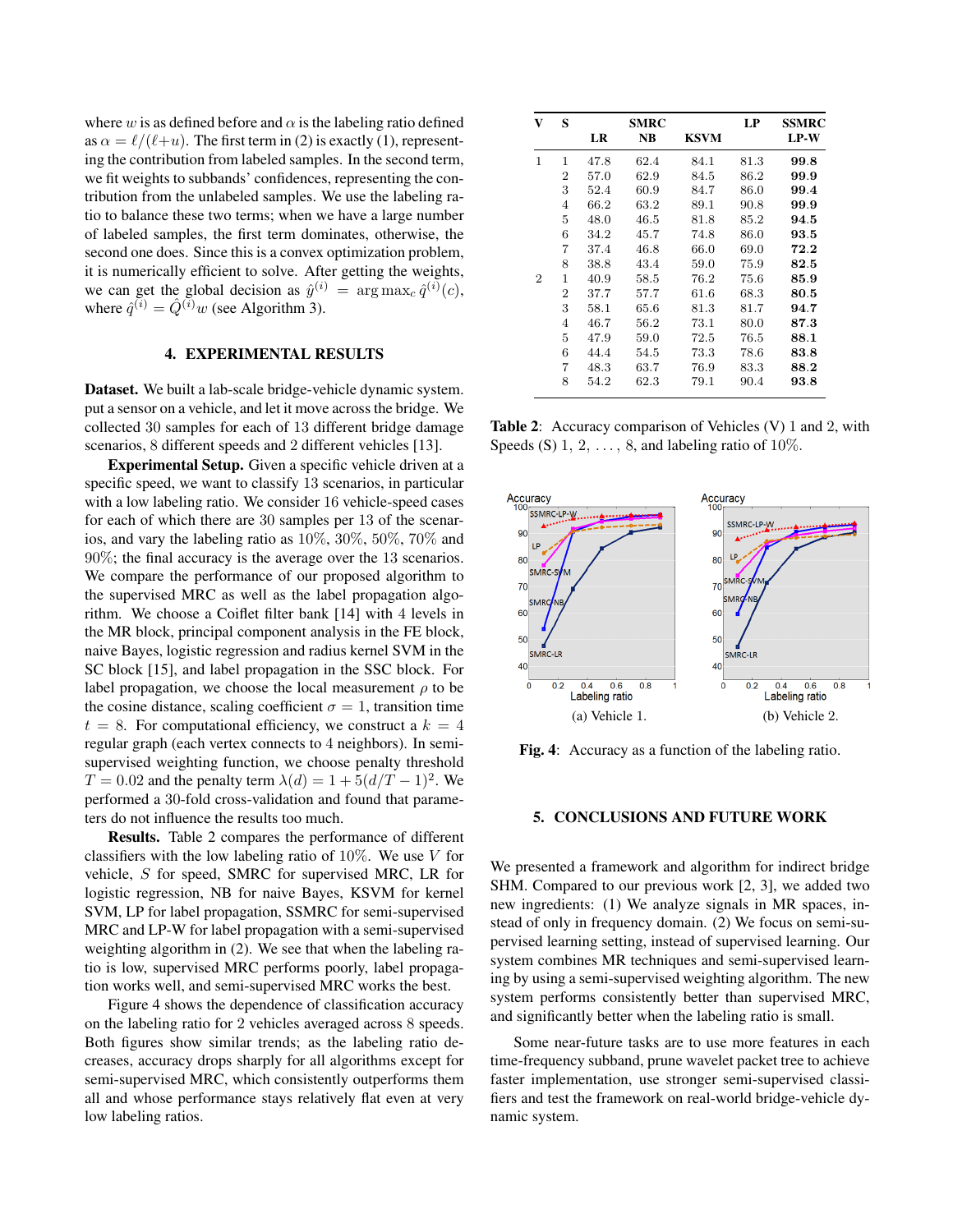where $w$ is as defined before and $\alpha$ is the labeling ratio defined as $\alpha = \ell/(\ell+u)$. The first term in (2) is exactly (1), representing the contribution from labeled samples. In the second term, we fit weights to subbands' confidences, representing the contribution from the unlabeled samples. We use the labeling ratio to balance these two terms; when we have a large number of labeled samples, the first term dominates, otherwise, the second one does. Since this is a convex optimization problem, it is numerically efficient to solve. After getting the weights, we can get the global decision as $\hat{y}^{(i)} = \arg\max_c \hat{q}^{(i)}(c)$, where $\hat{q}^{(i)} = \hat{Q}^{(i)} w$ (see Algorithm 3).

## 4. EXPERIMENTAL RESULTS

**Dataset.** We built a lab-scale bridge-vehicle dynamic system. put a sensor on a vehicle, and let it move across the bridge. We collected 30 samples for each of 13 different bridge damage scenarios, 8 different speeds and 2 different vehicles [13].

**Experimental Setup.** Given a specific vehicle driven at a specific speed, we want to classify 13 scenarios, in particular with a low labeling ratio. We consider 16 vehicle-speed cases for each of which there are 30 samples per 13 of the scenarios, and vary the labeling ratio as 10%, 30%, 50%, 70% and 90%; the final accuracy is the average over the 13 scenarios. We compare the performance of our proposed algorithm to the supervised MRC as well as the label propagation algorithm. We choose a Coiflet filter bank [14] with 4 levels in the MR block, principal component analysis in the FE block, naive Bayes, logistic regression and radius kernel SVM in the SC block [15], and label propagation in the SSC block. For label propagation, we choose the local measurement $\rho$ to be the cosine distance, scaling coefficient $\sigma = 1$, transition time $t = 8$. For computational efficiency, we construct a $k = 4$ regular graph (each vertex connects to 4 neighbors). In semi-supervised weighting function, we choose penalty threshold $T = 0.02$ and the penalty term $\lambda(d) = 1 + 5(d/T - 1)^2$. We performed a 30-fold cross-validation and found that parameters do not influence the results too much.

**Results.** Table 2 compares the performance of different classifiers with the low labeling ratio of 10%. We use $V$ for vehicle, $S$ for speed, SMRC for supervised MRC, LR for logistic regression, NB for naive Bayes, KSVM for kernel SVM, LP for label propagation, SSMRC for semi-supervised MRC and LP-W for label propagation with a semi-supervised weighting algorithm in (2). We see that when the labeling ratio is low, supervised MRC performs poorly, label propagation works well, and semi-supervised MRC works the best.

Figure 4 shows the dependence of classification accuracy on the labeling ratio for 2 vehicles averaged across 8 speeds. Both figures show similar trends; as the labeling ratio decreases, accuracy drops sharply for all algorithms except for semi-supervised MRC, which consistently outperforms them all and whose performance stays relatively flat even at very low labeling ratios.

| V | S | SMRC LR | SMRC NB | SMRC KSVM | LP | SSMRC LP-W |
|---|---|---|---|---|---|---|
| 1 | 1 | 47.8 | 62.4 | 84.1 | 81.3 | **99.8** |
| | 2 | 57.0 | 62.9 | 84.5 | 86.2 | **99.9** |
| | 3 | 52.4 | 60.9 | 84.7 | 86.0 | **99.4** |
| | 4 | 66.2 | 63.2 | 89.1 | 90.8 | **99.9** |
| | 5 | 48.0 | 46.5 | 81.8 | 85.2 | **94.5** |
| | 6 | 34.2 | 45.7 | 74.8 | 86.0 | **93.5** |
| | 7 | 37.4 | 46.8 | 66.0 | 69.0 | **72.2** |
| | 8 | 38.8 | 43.4 | 59.0 | 75.9 | **82.5** |
| 2 | 1 | 40.9 | 58.5 | 76.2 | 75.6 | **85.9** |
| | 2 | 37.7 | 57.7 | 61.6 | 68.3 | **80.5** |
| | 3 | 58.1 | 65.6 | 81.3 | 81.7 | **94.7** |
| | 4 | 46.7 | 56.2 | 73.1 | 80.0 | **87.3** |
| | 5 | 47.9 | 59.0 | 72.5 | 76.5 | **88.1** |
| | 6 | 44.4 | 54.5 | 73.3 | 78.6 | **83.8** |
| | 7 | 48.3 | 63.7 | 76.9 | 83.3 | **88.2** |
| | 8 | 54.2 | 62.3 | 79.1 | 90.4 | **93.8** |

**Table 2**: Accuracy comparison of Vehicles (V) 1 and 2, with Speeds (S) 1, 2, . . . , 8, and labeling ratio of 10%.

(a) Vehicle 1. (b) Vehicle 2.

**Fig. 4**: Accuracy as a function of the labeling ratio.

## 5. CONCLUSIONS AND FUTURE WORK

We presented a framework and algorithm for indirect bridge SHM. Compared to our previous work [2, 3], we added two new ingredients: (1) We analyze signals in MR spaces, instead of only in frequency domain. (2) We focus on semi-supervised learning setting, instead of supervised learning. Our system combines MR techniques and semi-supervised learning by using a semi-supervised weighting algorithm. The new system performs consistently better than supervised MRC, and significantly better when the labeling ratio is small.

Some near-future tasks are to use more features in each time-frequency subband, prune wavelet packet tree to achieve faster implementation, use stronger semi-supervised classifiers and test the framework on real-world bridge-vehicle dynamic system.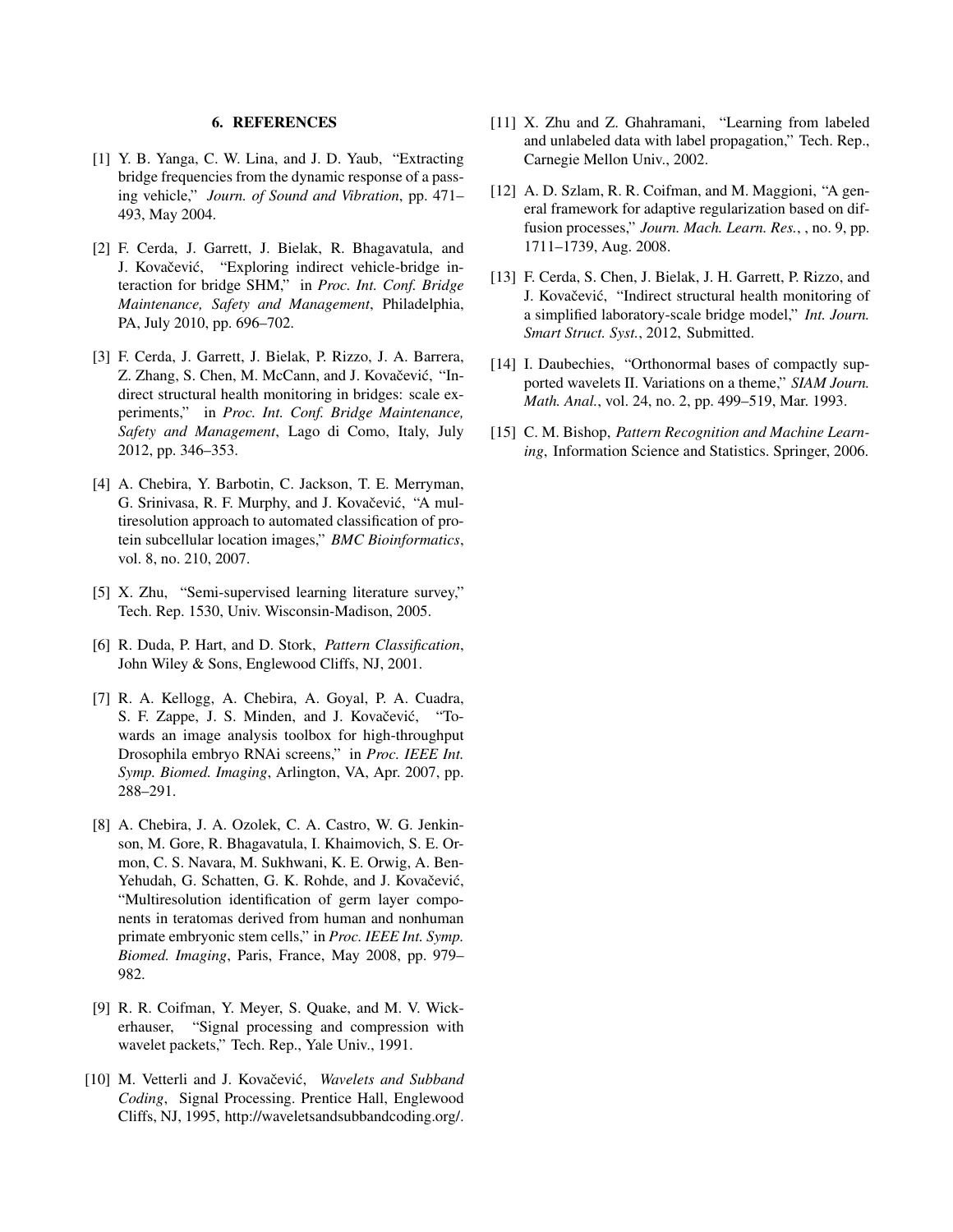## 6. REFERENCES

[1] Y. B. Yanga, C. W. Lina, and J. D. Yaub, "Extracting bridge frequencies from the dynamic response of a passing vehicle," *Journ. of Sound and Vibration*, pp. 471–493, May 2004.

[2] F. Cerda, J. Garrett, J. Bielak, R. Bhagavatula, and J. Kovačević, "Exploring indirect vehicle-bridge interaction for bridge SHM," in *Proc. Int. Conf. Bridge Maintenance, Safety and Management*, Philadelphia, PA, July 2010, pp. 696–702.

[3] F. Cerda, J. Garrett, J. Bielak, P. Rizzo, J. A. Barrera, Z. Zhang, S. Chen, M. McCann, and J. Kovačević, "Indirect structural health monitoring in bridges: scale experiments," in *Proc. Int. Conf. Bridge Maintenance, Safety and Management*, Lago di Como, Italy, July 2012, pp. 346–353.

[4] A. Chebira, Y. Barbotin, C. Jackson, T. E. Merryman, G. Srinivasa, R. F. Murphy, and J. Kovačević, "A multiresolution approach to automated classification of protein subcellular location images," *BMC Bioinformatics*, vol. 8, no. 210, 2007.

[5] X. Zhu, "Semi-supervised learning literature survey," Tech. Rep. 1530, Univ. Wisconsin-Madison, 2005.

[6] R. Duda, P. Hart, and D. Stork, *Pattern Classification*, John Wiley & Sons, Englewood Cliffs, NJ, 2001.

[7] R. A. Kellogg, A. Chebira, A. Goyal, P. A. Cuadra, S. F. Zappe, J. S. Minden, and J. Kovačević, "Towards an image analysis toolbox for high-throughput Drosophila embryo RNAi screens," in *Proc. IEEE Int. Symp. Biomed. Imaging*, Arlington, VA, Apr. 2007, pp. 288–291.

[8] A. Chebira, J. A. Ozolek, C. A. Castro, W. G. Jenkinson, M. Gore, R. Bhagavatula, I. Khaimovich, S. E. Ormon, C. S. Navara, M. Sukhwani, K. E. Orwig, A. Ben-Yehudah, G. Schatten, G. K. Rohde, and J. Kovačević, "Multiresolution identification of germ layer components in teratomas derived from human and nonhuman primate embryonic stem cells," in *Proc. IEEE Int. Symp. Biomed. Imaging*, Paris, France, May 2008, pp. 979–982.

[9] R. R. Coifman, Y. Meyer, S. Quake, and M. V. Wickerhauser, "Signal processing and compression with wavelet packets," Tech. Rep., Yale Univ., 1991.

[10] M. Vetterli and J. Kovačević, *Wavelets and Subband Coding*, Signal Processing. Prentice Hall, Englewood Cliffs, NJ, 1995, http://waveletsandsubbandcoding.org/.

[11] X. Zhu and Z. Ghahramani, "Learning from labeled and unlabeled data with label propagation," Tech. Rep., Carnegie Mellon Univ., 2002.

[12] A. D. Szlam, R. R. Coifman, and M. Maggioni, "A general framework for adaptive regularization based on diffusion processes," *Journ. Mach. Learn. Res.*, , no. 9, pp. 1711–1739, Aug. 2008.

[13] F. Cerda, S. Chen, J. Bielak, J. H. Garrett, P. Rizzo, and J. Kovačević, "Indirect structural health monitoring of a simplified laboratory-scale bridge model," *Int. Journ. Smart Struct. Syst.*, 2012, Submitted.

[14] I. Daubechies, "Orthonormal bases of compactly supported wavelets II. Variations on a theme," *SIAM Journ. Math. Anal.*, vol. 24, no. 2, pp. 499–519, Mar. 1993.

[15] C. M. Bishop, *Pattern Recognition and Machine Learning*, Information Science and Statistics. Springer, 2006.